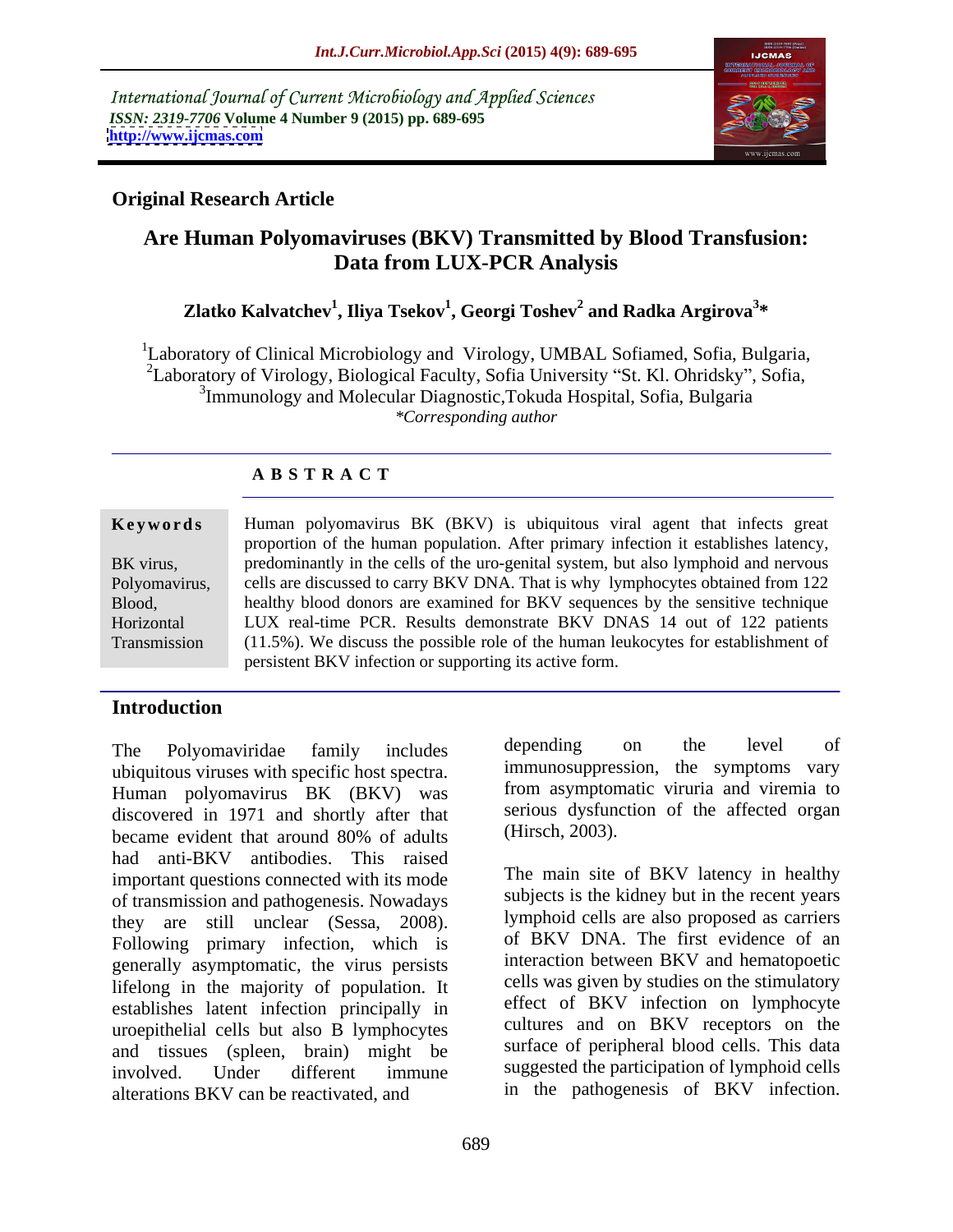International Journal of Current Microbiology and Applied Sciences
*ISSN: 2319-7706* **Volume 4 Number 9 (2015) pp. 689-695**
**http://www.ijcmas.com**

## Original Research Article

# Are Human Polyomaviruses (BKV) Transmitted by Blood Transfusion: Data from LUX-PCR Analysis

**Zlatko Kalvatchev[1], Iliya Tsekov[1], Georgi Toshev[2] and Radka Argirova[3]\***

[1]Laboratory of Clinical Microbiology and Virology, UMBAL Sofiamed, Sofia, Bulgaria,
[2]Laboratory of Virology, Biological Faculty, Sofia University "St. Kl. Ohridsky", Sofia,
[3]Immunology and Molecular Diagnostic,Tokuda Hospital, Sofia, Bulgaria
*\*Corresponding author*

## ABSTRACT

**Keywords**

BK virus, Polyomavirus, Blood, Horizontal Transmission

Human polyomavirus BK (BKV) is ubiquitous viral agent that infects great proportion of the human population. After primary infection it establishes latency, predominantly in the cells of the uro-genital system, but also lymphoid and nervous cells are discussed to carry BKV DNA. That is why lymphocytes obtained from 122 healthy blood donors are examined for BKV sequences by the sensitive technique LUX real-time PCR. Results demonstrate BKV DNAS 14 out of 122 patients (11.5%). We discuss the possible role of the human leukocytes for establishment of persistent BKV infection or supporting its active form.

## Introduction

The Polyomaviridae family includes ubiquitous viruses with specific host spectra. Human polyomavirus BK (BKV) was discovered in 1971 and shortly after that became evident that around 80% of adults had anti-BKV antibodies. This raised important questions connected with its mode of transmission and pathogenesis. Nowadays they are still unclear (Sessa, 2008). Following primary infection, which is generally asymptomatic, the virus persists lifelong in the majority of population. It establishes latent infection principally in uroepithelial cells but also B lymphocytes and tissues (spleen, brain) might be involved. Under different immune alterations BKV can be reactivated, and depending on the level of immunosuppression, the symptoms vary from asymptomatic viruria and viremia to serious dysfunction of the affected organ (Hirsch, 2003).

The main site of BKV latency in healthy subjects is the kidney but in the recent years lymphoid cells are also proposed as carriers of BKV DNA. The first evidence of an interaction between BKV and hematopoetic cells was given by studies on the stimulatory effect of BKV infection on lymphocyte cultures and on BKV receptors on the surface of peripheral blood cells. This data suggested the participation of lymphoid cells in the pathogenesis of BKV infection.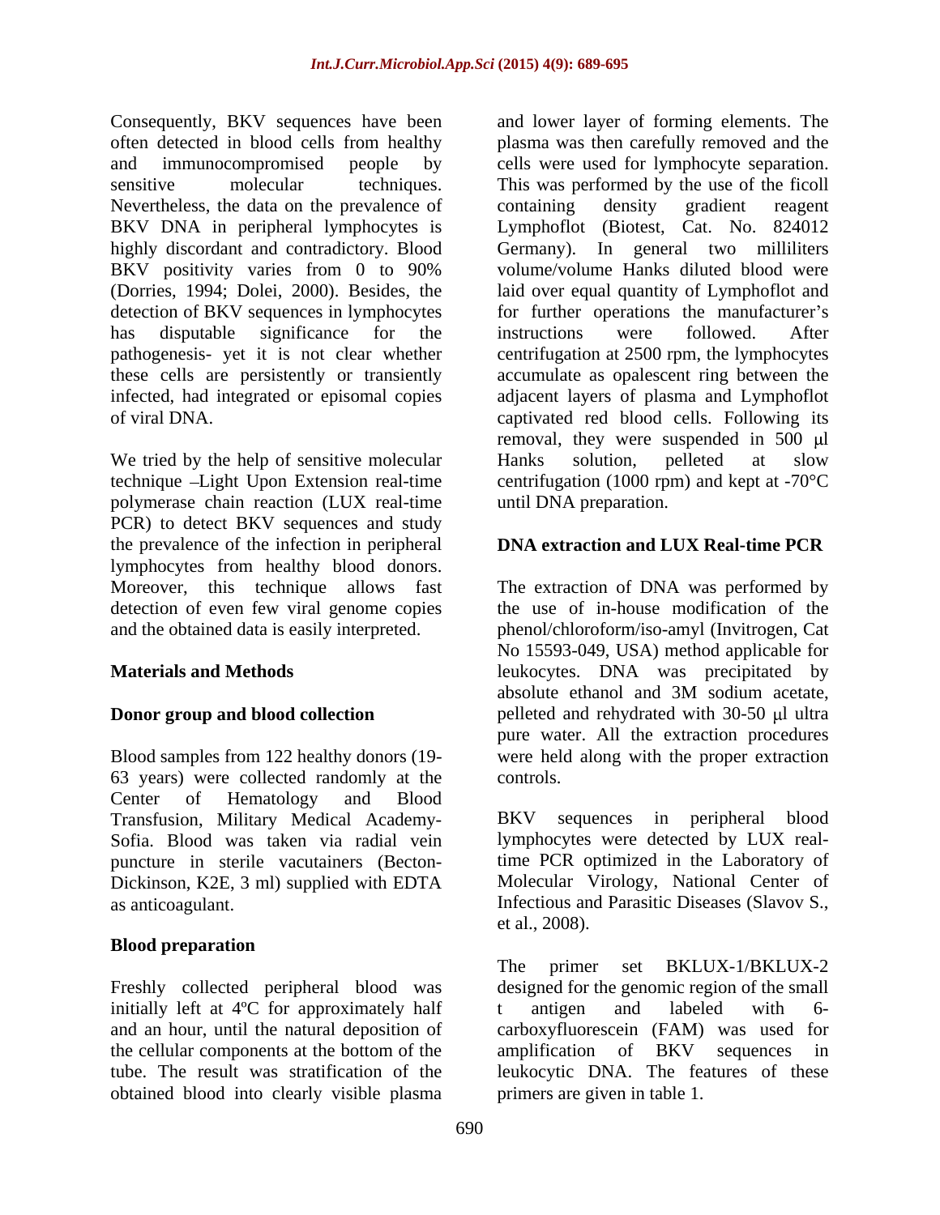Consequently, BKV sequences have been often detected in blood cells from healthy and immunocompromised people by sensitive molecular techniques. Nevertheless, the data on the prevalence of BKV DNA in peripheral lymphocytes is highly discordant and contradictory. Blood BKV positivity varies from 0 to 90% (Dorries, 1994; Dolei, 2000). Besides, the detection of BKV sequences in lymphocytes has disputable significance for the pathogenesis- yet it is not clear whether these cells are persistently or transiently infected, had integrated or episomal copies of viral DNA.

We tried by the help of sensitive molecular technique –Light Upon Extension real-time polymerase chain reaction (LUX real-time PCR) to detect BKV sequences and study the prevalence of the infection in peripheral lymphocytes from healthy blood donors. Moreover, this technique allows fast detection of even few viral genome copies and the obtained data is easily interpreted.

## Materials and Methods

### Donor group and blood collection

Blood samples from 122 healthy donors (19-63 years) were collected randomly at the Center of Hematology and Blood Transfusion, Military Medical Academy-Sofia. Blood was taken via radial vein puncture in sterile vacutainers (Becton-Dickinson, K2E, 3 ml) supplied with EDTA as anticoagulant.

### Blood preparation

Freshly collected peripheral blood was initially left at 4ºC for approximately half and an hour, until the natural deposition of the cellular components at the bottom of the tube. The result was stratification of the obtained blood into clearly visible plasma and lower layer of forming elements. The plasma was then carefully removed and the cells were used for lymphocyte separation. This was performed by the use of the ficoll containing density gradient reagent Lymphoflot (Biotest, Cat. No. 824012 Germany). In general two milliliters volume/volume Hanks diluted blood were laid over equal quantity of Lymphoflot and for further operations the manufacturer's instructions were followed. After centrifugation at 2500 rpm, the lymphocytes accumulate as opalescent ring between the adjacent layers of plasma and Lymphoflot captivated red blood cells. Following its removal, they were suspended in 500 μl Hanks solution, pelleted at slow centrifugation (1000 rpm) and kept at -70°C until DNA preparation.

### DNA extraction and LUX Real-time PCR

The extraction of DNA was performed by the use of in-house modification of the phenol/chloroform/iso-amyl (Invitrogen, Cat No 15593-049, USA) method applicable for leukocytes. DNA was precipitated by absolute ethanol and 3M sodium acetate, pelleted and rehydrated with 30-50 μl ultra pure water. All the extraction procedures were held along with the proper extraction controls.

BKV sequences in peripheral blood lymphocytes were detected by LUX real-time PCR optimized in the Laboratory of Molecular Virology, National Center of Infectious and Parasitic Diseases (Slavov S., et al., 2008).

The primer set BKLUX-1/BKLUX-2 designed for the genomic region of the small t antigen and labeled with 6-carboxyfluorescein (FAM) was used for amplification of BKV sequences in leukocytic DNA. The features of these primers are given in table 1.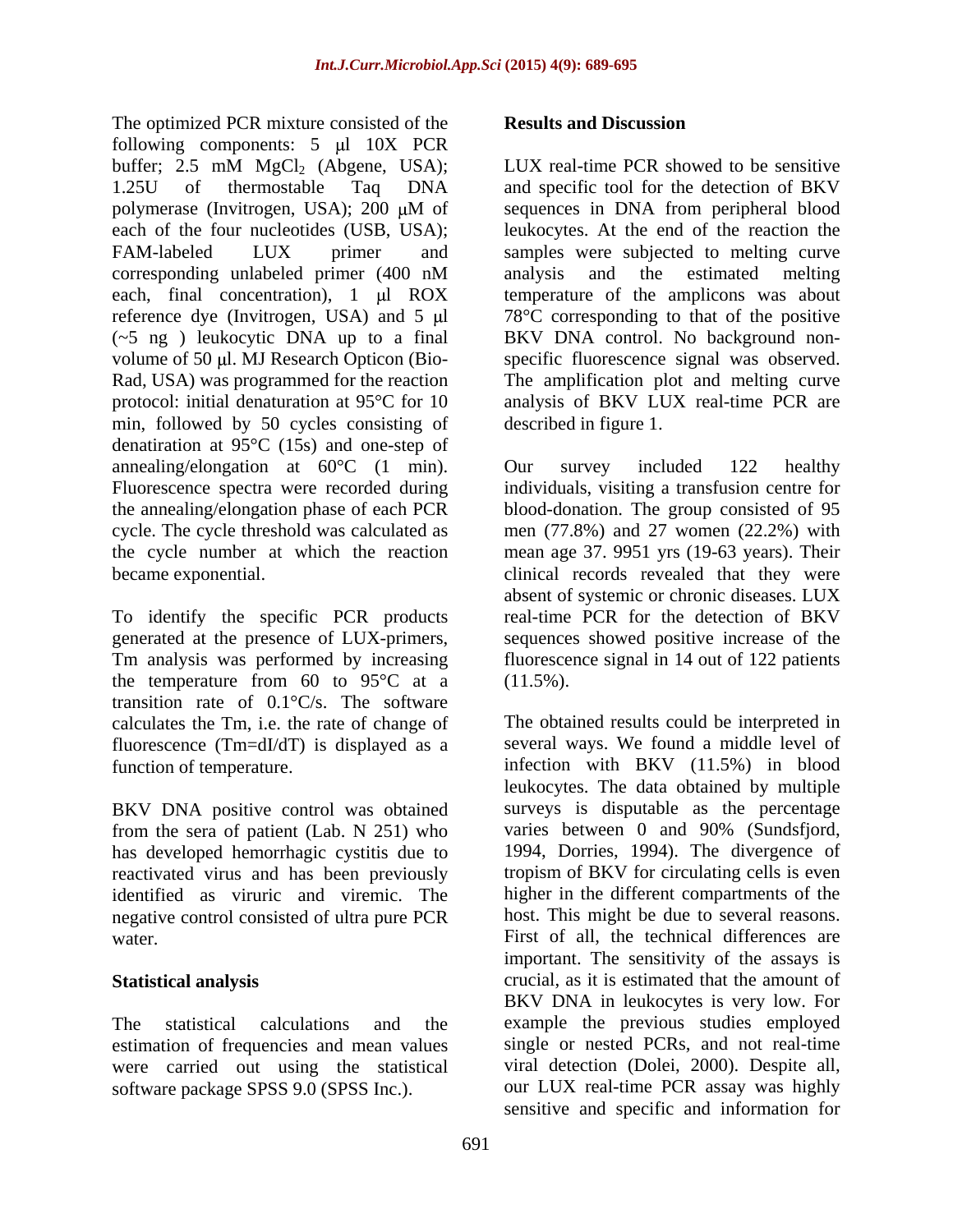The optimized PCR mixture consisted of the following components: 5 μl 10X PCR buffer; 2.5 mM $MgCl_2$ (Abgene, USA); 1.25U of thermostable Taq DNA polymerase (Invitrogen, USA); 200 μM of each of the four nucleotides (USB, USA); FAM-labeled LUX primer and corresponding unlabeled primer (400 nM each, final concentration), 1 μl ROX reference dye (Invitrogen, USA) and 5 μl (~5 ng ) leukocytic DNA up to a final volume of 50 μl. MJ Research Opticon (Bio-Rad, USA) was programmed for the reaction protocol: initial denaturation at 95°C for 10 min, followed by 50 cycles consisting of denatiration at 95°C (15s) and one-step of annealing/elongation at 60°C (1 min). Fluorescence spectra were recorded during the annealing/elongation phase of each PCR cycle. The cycle threshold was calculated as the cycle number at which the reaction became exponential.

To identify the specific PCR products generated at the presence of LUX-primers, Tm analysis was performed by increasing the temperature from 60 to 95°C at a transition rate of 0.1°C/s. The software calculates the Tm, i.e. the rate of change of fluorescence (Tm=dI/dT) is displayed as a function of temperature.

BKV DNA positive control was obtained from the sera of patient (Lab. N 251) who has developed hemorrhagic cystitis due to reactivated virus and has been previously identified as viruric and viremic. The negative control consisted of ultra pure PCR water.

## Statistical analysis

The statistical calculations and the estimation of frequencies and mean values were carried out using the statistical software package SPSS 9.0 (SPSS Inc.).

## Results and Discussion

LUX real-time PCR showed to be sensitive and specific tool for the detection of BKV sequences in DNA from peripheral blood leukocytes. At the end of the reaction the samples were subjected to melting curve analysis and the estimated melting temperature of the amplicons was about 78°C corresponding to that of the positive BKV DNA control. No background non-specific fluorescence signal was observed. The amplification plot and melting curve analysis of BKV LUX real-time PCR are described in figure 1.

Our survey included 122 healthy individuals, visiting a transfusion centre for blood-donation. The group consisted of 95 men (77.8%) and 27 women (22.2%) with mean age 37. 9951 yrs (19-63 years). Their clinical records revealed that they were absent of systemic or chronic diseases. LUX real-time PCR for the detection of BKV sequences showed positive increase of the fluorescence signal in 14 out of 122 patients (11.5%).

The obtained results could be interpreted in several ways. We found a middle level of infection with BKV (11.5%) in blood leukocytes. The data obtained by multiple surveys is disputable as the percentage varies between 0 and 90% (Sundsfjord, 1994, Dorries, 1994). The divergence of tropism of BKV for circulating cells is even higher in the different compartments of the host. This might be due to several reasons. First of all, the technical differences are important. The sensitivity of the assays is crucial, as it is estimated that the amount of BKV DNA in leukocytes is very low. For example the previous studies employed single or nested PCRs, and not real-time viral detection (Dolei, 2000). Despite all, our LUX real-time PCR assay was highly sensitive and specific and information for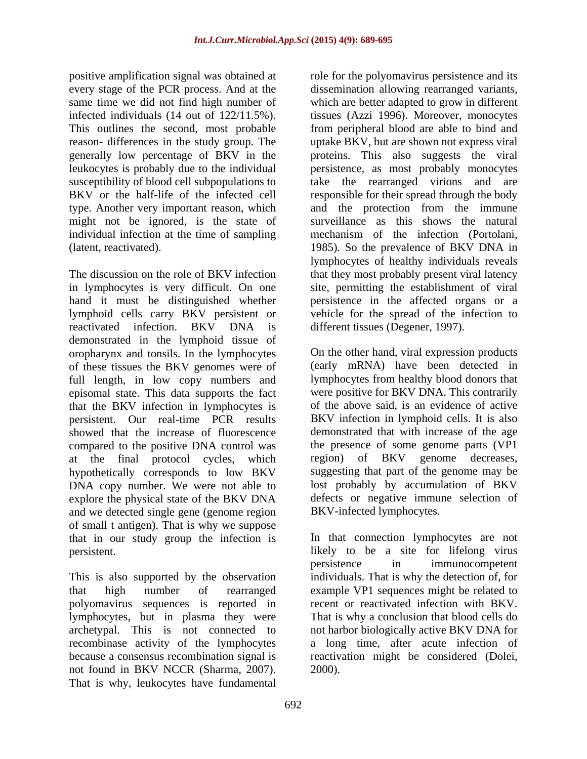positive amplification signal was obtained at every stage of the PCR process. And at the same time we did not find high number of infected individuals (14 out of 122/11.5%). This outlines the second, most probable reason- differences in the study group. The generally low percentage of BKV in the leukocytes is probably due to the individual susceptibility of blood cell subpopulations to BKV or the half-life of the infected cell type. Another very important reason, which might not be ignored, is the state of individual infection at the time of sampling (latent, reactivated).

The discussion on the role of BKV infection in lymphocytes is very difficult. On one hand it must be distinguished whether lymphoid cells carry BKV persistent or reactivated infection. BKV DNA is demonstrated in the lymphoid tissue of oropharynx and tonsils. In the lymphocytes of these tissues the BKV genomes were of full length, in low copy numbers and episomal state. This data supports the fact that the BKV infection in lymphocytes is persistent. Our real-time PCR results showed that the increase of fluorescence compared to the positive DNA control was at the final protocol cycles, which hypothetically corresponds to low BKV DNA copy number. We were not able to explore the physical state of the BKV DNA and we detected single gene (genome region of small t antigen). That is why we suppose that in our study group the infection is persistent.

This is also supported by the observation that high number of rearranged polyomavirus sequences is reported in lymphocytes, but in plasma they were archetypal. This is not connected to recombinase activity of the lymphocytes because a consensus recombination signal is not found in BKV NCCR (Sharma, 2007). That is why, leukocytes have fundamental role for the polyomavirus persistence and its dissemination allowing rearranged variants, which are better adapted to grow in different tissues (Azzi 1996). Moreover, monocytes from peripheral blood are able to bind and uptake BKV, but are shown not express viral proteins. This also suggests the viral persistence, as most probably monocytes take the rearranged virions and are responsible for their spread through the body and the protection from the immune surveillance as this shows the natural mechanism of the infection (Portolani, 1985). So the prevalence of BKV DNA in lymphocytes of healthy individuals reveals that they most probably present viral latency site, permitting the establishment of viral persistence in the affected organs or a vehicle for the spread of the infection to different tissues (Degener, 1997).

On the other hand, viral expression products (early mRNA) have been detected in lymphocytes from healthy blood donors that were positive for BKV DNA. This contrarily of the above said, is an evidence of active BKV infection in lymphoid cells. It is also demonstrated that with increase of the age the presence of some genome parts (VP1 region) of BKV genome decreases, suggesting that part of the genome may be lost probably by accumulation of BKV defects or negative immune selection of BKV-infected lymphocytes.

In that connection lymphocytes are not likely to be a site for lifelong virus persistence in immunocompetent individuals. That is why the detection of, for example VP1 sequences might be related to recent or reactivated infection with BKV. That is why a conclusion that blood cells do not harbor biologically active BKV DNA for a long time, after acute infection of reactivation might be considered (Dolei, 2000).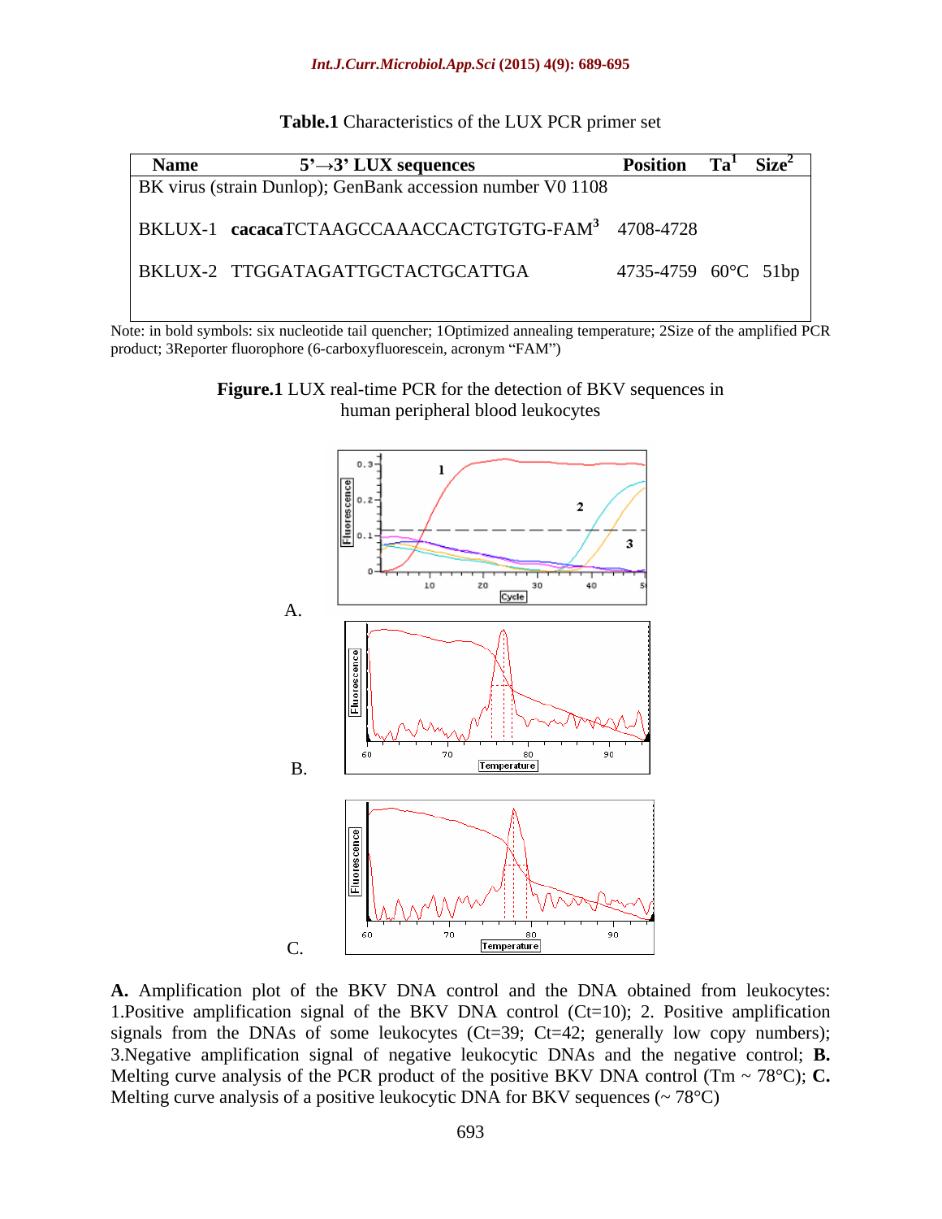**Table.1** Characteristics of the LUX PCR primer set

| Name | 5'→3' LUX sequences | Position | Ta[1] | Size[2] |
|---|---|---|---|---|
| BK virus (strain Dunlop); GenBank accession number V0 1108 | | | | |
| BKLUX-1 | **cacaca**TCTAAGCCAAACCACTGTGTG-FAM[3] | 4708-4728 | | |
| BKLUX-2 | TTGGATAGATTGCTACTGCATTGA | 4735-4759 | 60°C | 51bp |

Note: in bold symbols: six nucleotide tail quencher; 1Optimized annealing temperature; 2Size of the amplified PCR product; 3Reporter fluorophore (6-carboxyfluorescein, acronym "FAM")

**Figure.1** LUX real-time PCR for the detection of BKV sequences in human peripheral blood leukocytes

**A.** Amplification plot of the BKV DNA control and the DNA obtained from leukocytes: 1.Positive amplification signal of the BKV DNA control (Ct=10); 2. Positive amplification signals from the DNAs of some leukocytes (Ct=39; Ct=42; generally low copy numbers); 3.Negative amplification signal of negative leukocytic DNAs and the negative control; **B.** Melting curve analysis of the PCR product of the positive BKV DNA control (Tm ~ 78°C); **C.** Melting curve analysis of a positive leukocytic DNA for BKV sequences (~ 78°C)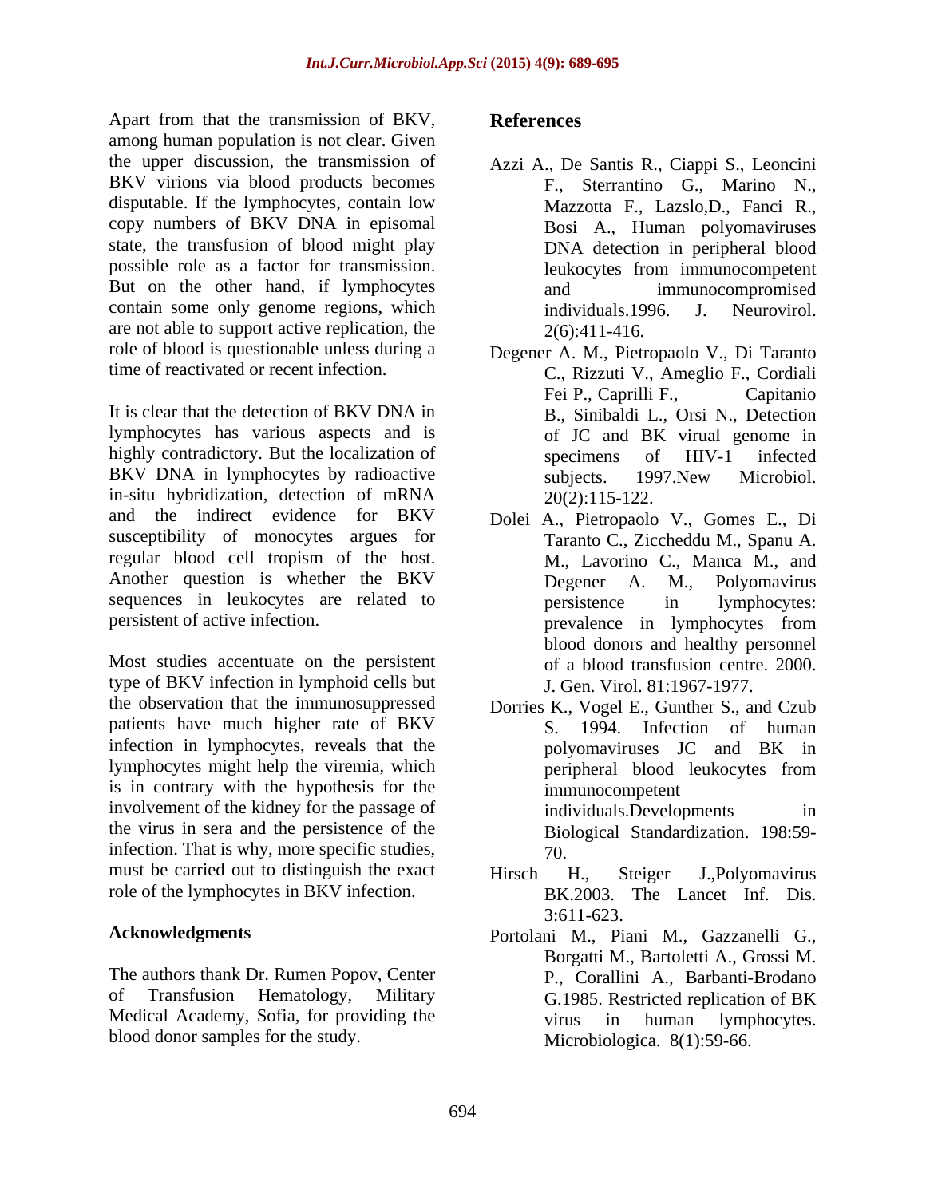Apart from that the transmission of BKV, among human population is not clear. Given the upper discussion, the transmission of BKV virions via blood products becomes disputable. If the lymphocytes, contain low copy numbers of BKV DNA in episomal state, the transfusion of blood might play possible role as a factor for transmission. But on the other hand, if lymphocytes contain some only genome regions, which are not able to support active replication, the role of blood is questionable unless during a time of reactivated or recent infection.

It is clear that the detection of BKV DNA in lymphocytes has various aspects and is highly contradictory. But the localization of BKV DNA in lymphocytes by radioactive in-situ hybridization, detection of mRNA and the indirect evidence for BKV susceptibility of monocytes argues for regular blood cell tropism of the host. Another question is whether the BKV sequences in leukocytes are related to persistent of active infection.

Most studies accentuate on the persistent type of BKV infection in lymphoid cells but the observation that the immunosuppressed patients have much higher rate of BKV infection in lymphocytes, reveals that the lymphocytes might help the viremia, which is in contrary with the hypothesis for the involvement of the kidney for the passage of the virus in sera and the persistence of the infection. That is why, more specific studies, must be carried out to distinguish the exact role of the lymphocytes in BKV infection.

## Acknowledgments

The authors thank Dr. Rumen Popov, Center of Transfusion Hematology, Military Medical Academy, Sofia, for providing the blood donor samples for the study.

## References

Azzi A., De Santis R., Ciappi S., Leoncini F., Sterrantino G., Marino N., Mazzotta F., Lazslo,D., Fanci R., Bosi A., Human polyomaviruses DNA detection in peripheral blood leukocytes from immunocompetent and immunocompromised individuals.1996. J. Neurovirol. 2(6):411-416.

Degener A. M., Pietropaolo V., Di Taranto C., Rizzuti V., Ameglio F., Cordiali Fei P., Caprilli F., Capitanio B., Sinibaldi L., Orsi N., Detection of JC and BK virual genome in specimens of HIV-1 infected subjects. 1997.New Microbiol. 20(2):115-122.

Dolei A., Pietropaolo V., Gomes E., Di Taranto C., Ziccheddu M., Spanu A. M., Lavorino C., Manca M., and Degener A. M., Polyomavirus persistence in lymphocytes: prevalence in lymphocytes from blood donors and healthy personnel of a blood transfusion centre. 2000. J. Gen. Virol. 81:1967-1977.

Dorries K., Vogel E., Gunther S., and Czub S. 1994. Infection of human polyomaviruses JC and BK in peripheral blood leukocytes from immunocompetent individuals.Developments in Biological Standardization. 198:59-70.

Hirsch H., Steiger J.,Polyomavirus BK.2003. The Lancet Inf. Dis. 3:611-623.

Portolani M., Piani M., Gazzanelli G., Borgatti M., Bartoletti A., Grossi M. P., Corallini A., Barbanti-Brodano G.1985. Restricted replication of BK virus in human lymphocytes. Microbiologica. 8(1):59-66.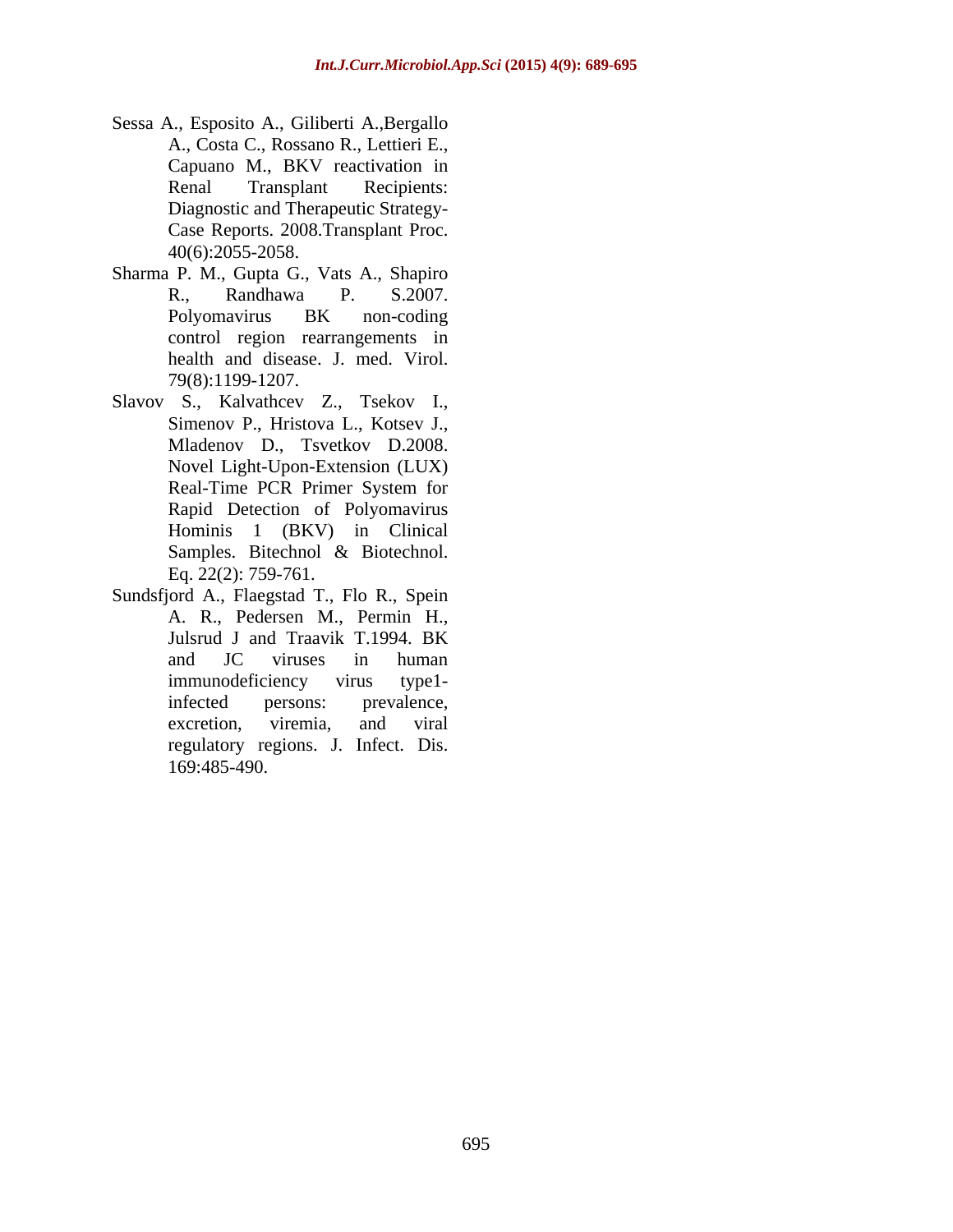Sessa A., Esposito A., Giliberti A.,Bergallo A., Costa C., Rossano R., Lettieri E., Capuano M., BKV reactivation in Renal Transplant Recipients: Diagnostic and Therapeutic Strategy-Case Reports. 2008.Transplant Proc. 40(6):2055-2058.

Sharma P. M., Gupta G., Vats A., Shapiro R., Randhawa P. S.2007. Polyomavirus BK non-coding control region rearrangements in health and disease. J. med. Virol. 79(8):1199-1207.

Slavov S., Kalvathcev Z., Tsekov I., Simenov P., Hristova L., Kotsev J., Mladenov D., Tsvetkov D.2008. Novel Light-Upon-Extension (LUX) Real-Time PCR Primer System for Rapid Detection of Polyomavirus Hominis 1 (BKV) in Clinical Samples. Bitechnol & Biotechnol. Eq. 22(2): 759-761.

Sundsfjord A., Flaegstad T., Flo R., Spein A. R., Pedersen M., Permin H., Julsrud J and Traavik T.1994. BK and JC viruses in human immunodeficiency virus type1-infected persons: prevalence, excretion, viremia, and viral regulatory regions. J. Infect. Dis. 169:485-490.